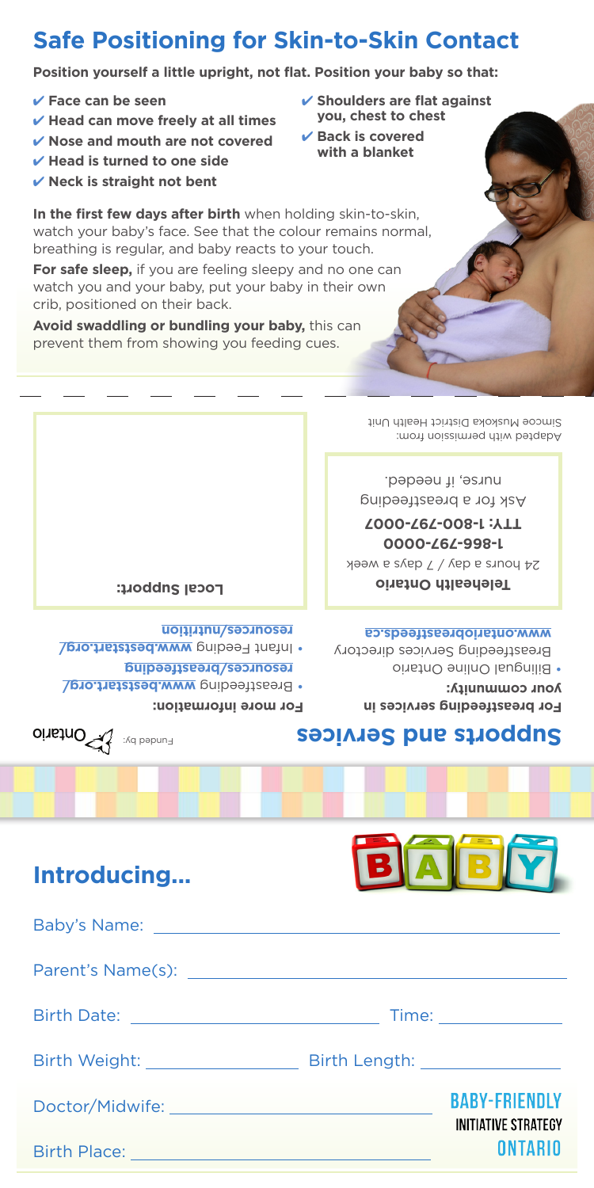# Safe Positioning for Skin-to-Skin Contact

**Position yourself a little upright, not flat. Position your baby so that:**

- ✔ **Face can be seen**
- ✔ **Head can move freely at all times**
- ✔ **Nose and mouth are not covered**
- ✔ **Head is turned to one side**
- ✔ **Neck is straight not bent**
- ✔ **Shoulders are flat against you, chest to chest**
- ✔ **Back is covered with a blanket**

**In the first few days after birth** when holding skin-to-skin, watch your baby's face. See that the colour remains normal, breathing is regular, and baby reacts to your touch.

**For safe sleep,** if you are feeling sleepy and no one can watch you and your baby, put your baby in their own crib, positioned on their back.

**Avoid swaddling or bundling your baby,** this can prevent them from showing you feeding cues.

## Supports and Services

**For breastfeeding services in your community:**

- Bilingual Online Ontario Breastfeeding Services directory **www.ontariobreastfeeds.ca**

**Telehealth Ontario**

24 hours a day / 7 days a week

**1-866-797-0000**

**TTY: 1-866-797-0007**

Ask for a breastfeeding nurse, if needed.

Adapted with permission from: Simcoe Muskoka District Health Unit

Funded by: Ontario

**For more information:**

- Breastfeeding **www.beststart.org/resources/breastfeeding**
- Infant Feeding **www.beststart.org/resources/nutrition**

**Local Support:**

## Introducing...

BABY

Baby's Name: ______________________

Parent's Name(s): ______________________

Birth Date: ______________________ Time: ______________

Birth Weight: ______________ Birth Length: ______________

Doctor/Midwife: ______________________

Birth Place: ______________________

BABY-FRIENDLY INITIATIVE STRATEGY ONTARIO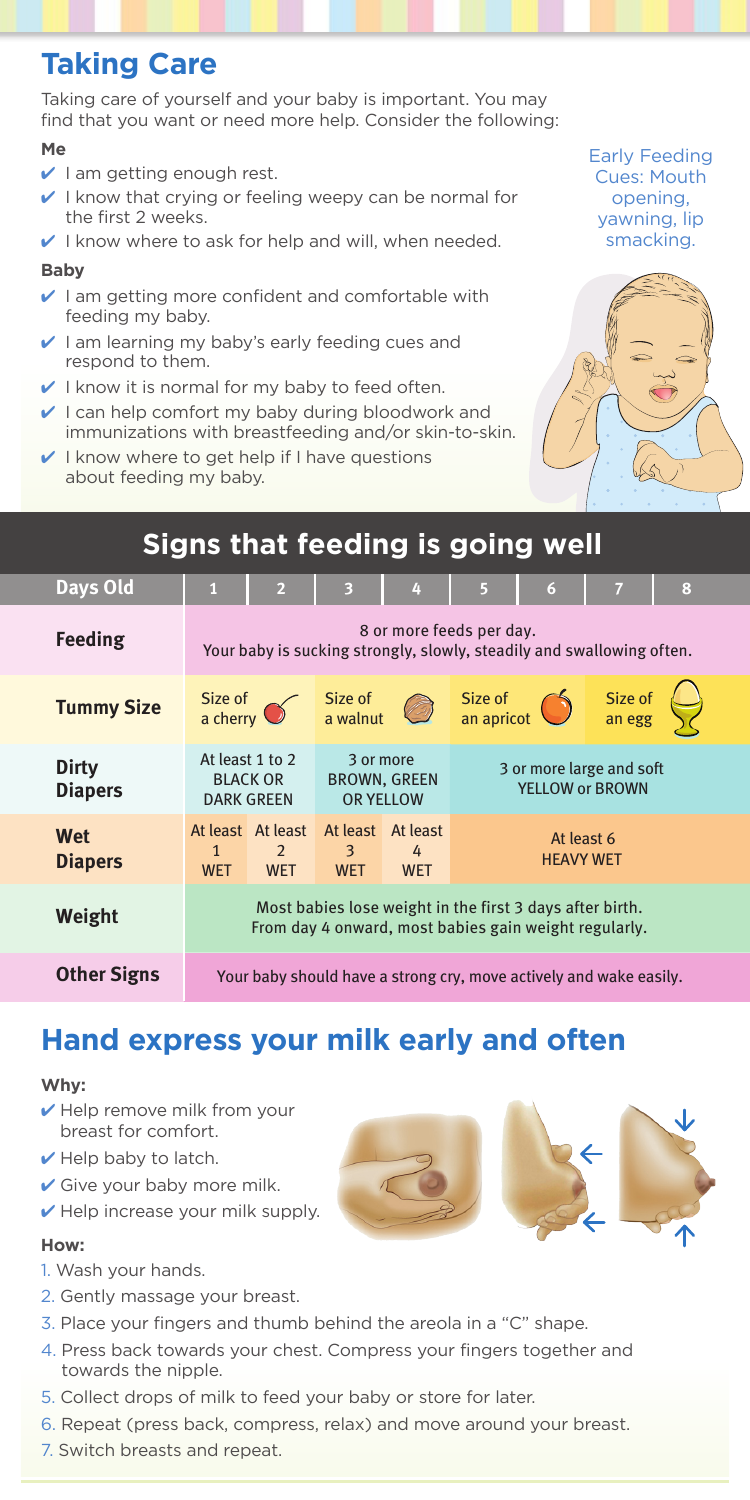## Taking Care

Taking care of yourself and your baby is important. You may find that you want or need more help. Consider the following:

**Me**

- ✔ I am getting enough rest.
- ✔ I know that crying or feeling weepy can be normal for the first 2 weeks.
- ✔ I know where to ask for help and will, when needed.

**Baby**

- ✔ I am getting more confident and comfortable with feeding my baby.
- ✔ I am learning my baby's early feeding cues and respond to them.
- ✔ I know it is normal for my baby to feed often.
- ✔ I can help comfort my baby during bloodwork and immunizations with breastfeeding and/or skin-to-skin.
- ✔ I know where to get help if I have questions about feeding my baby.

Early Feeding Cues: Mouth opening, yawning, lip smacking.

## Signs that feeding is going well

| Days Old | 1 | 2 | 3 | 4 | 5 | 6 | 7 | 8 |
|---|---|---|---|---|---|---|---|---|
| **Feeding** | 8 or more feeds per day. Your baby is sucking strongly, slowly, steadily and swallowing often. | | | | | | | |
| **Tummy Size** | Size of a cherry | | Size of a walnut | | Size of an apricot | | Size of an egg | |
| **Dirty Diapers** | At least 1 to 2 BLACK OR DARK GREEN | | 3 or more BROWN, GREEN OR YELLOW | | 3 or more large and soft YELLOW or BROWN | | | |
| **Wet Diapers** | At least 1 WET | At least 2 WET | At least 3 WET | At least 4 WET | At least 6 HEAVY WET | | | |
| **Weight** | Most babies lose weight in the first 3 days after birth. From day 4 onward, most babies gain weight regularly. | | | | | | | |
| **Other Signs** | Your baby should have a strong cry, move actively and wake easily. | | | | | | | |

## Hand express your milk early and often

**Why:**

- ✔ Help remove milk from your breast for comfort.
- ✔ Help baby to latch.
- ✔ Give your baby more milk.
- ✔ Help increase your milk supply.

**How:**

1. Wash your hands.
2. Gently massage your breast.
3. Place your fingers and thumb behind the areola in a "C" shape.
4. Press back towards your chest. Compress your fingers together and towards the nipple.
5. Collect drops of milk to feed your baby or store for later.
6. Repeat (press back, compress, relax) and move around your breast.
7. Switch breasts and repeat.